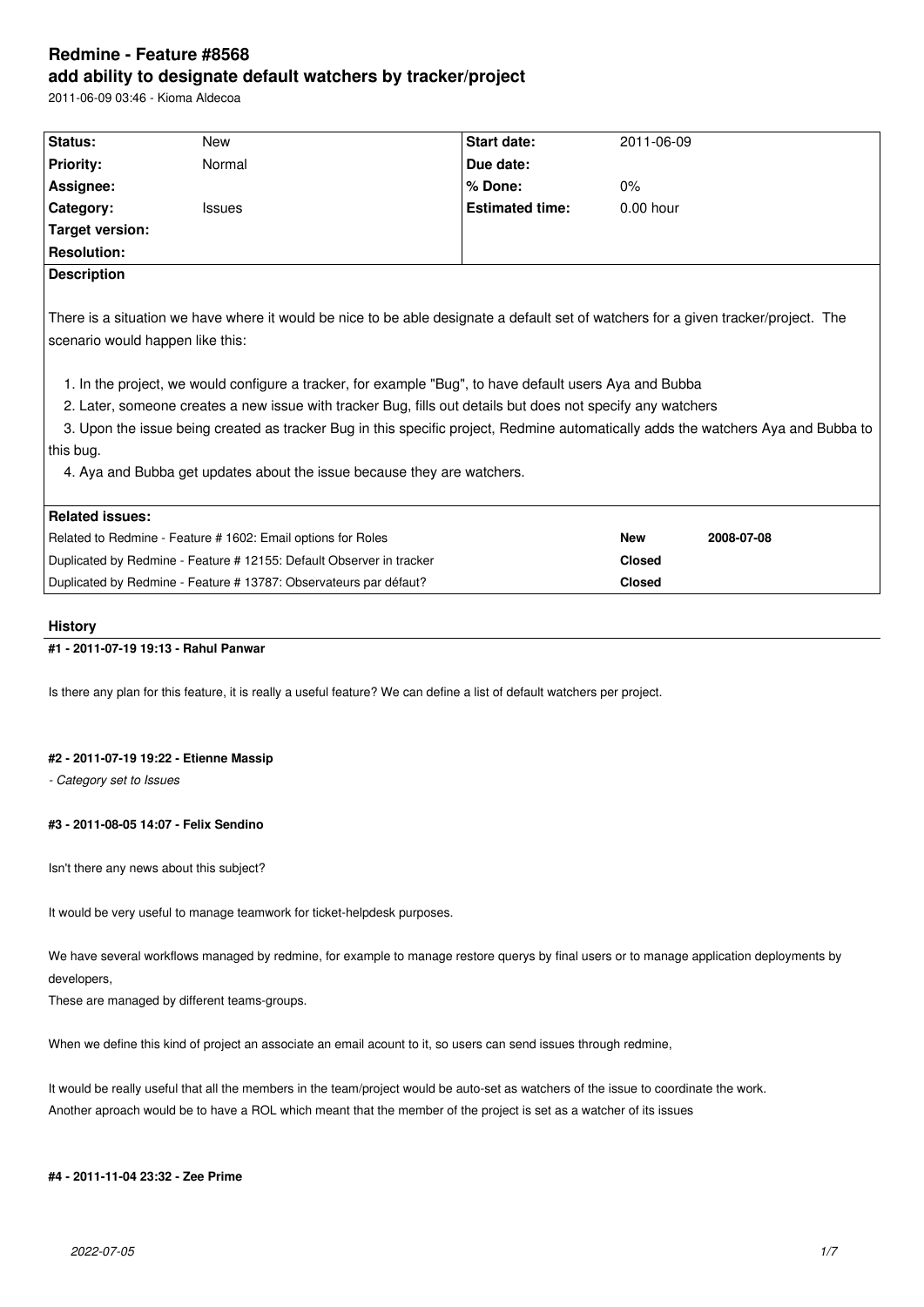# Redmine - Feature #8568
# add ability to designate default watchers by tracker/project

2011-06-09 03:46 - Kioma Aldecoa

| Status: | New | Start date: | 2011-06-09 |
|---|---|---|---|
| Priority: | Normal | Due date: | |
| Assignee: | | % Done: | 0% |
| Category: | Issues | Estimated time: | 0.00 hour |
| Target version: | | | |
| Resolution: | | | |

**Description**

There is a situation we have where it would be nice to be able designate a default set of watchers for a given tracker/project. The scenario would happen like this:

1. In the project, we would configure a tracker, for example "Bug", to have default users Aya and Bubba
2. Later, someone creates a new issue with tracker Bug, fills out details but does not specify any watchers
3. Upon the issue being created as tracker Bug in this specific project, Redmine automatically adds the watchers Aya and Bubba to this bug.
4. Aya and Bubba get updates about the issue because they are watchers.

**Related issues:**

| | | |
|---|---|---|
| Related to Redmine - Feature # 1602: Email options for Roles | New | 2008-07-08 |
| Duplicated by Redmine - Feature # 12155: Default Observer in tracker | Closed | |
| Duplicated by Redmine - Feature # 13787: Observateurs par défaut? | Closed | |

## History

### #1 - 2011-07-19 19:13 - Rahul Panwar

Is there any plan for this feature, it is really a useful feature? We can define a list of default watchers per project.

### #2 - 2011-07-19 19:22 - Etienne Massip

*- Category set to Issues*

### #3 - 2011-08-05 14:07 - Felix Sendino

Isn't there any news about this subject?

It would be very useful to manage teamwork for ticket-helpdesk purposes.

We have several workflows managed by redmine, for example to manage restore querys by final users or to manage application deployments by developers,
These are managed by different teams-groups.

When we define this kind of project an associate an email acount to it, so users can send issues through redmine,

It would be really useful that all the members in the team/project would be auto-set as watchers of the issue to coordinate the work.
Another aproach would be to have a ROL which meant that the member of the project is set as a watcher of its issues

### #4 - 2011-11-04 23:32 - Zee Prime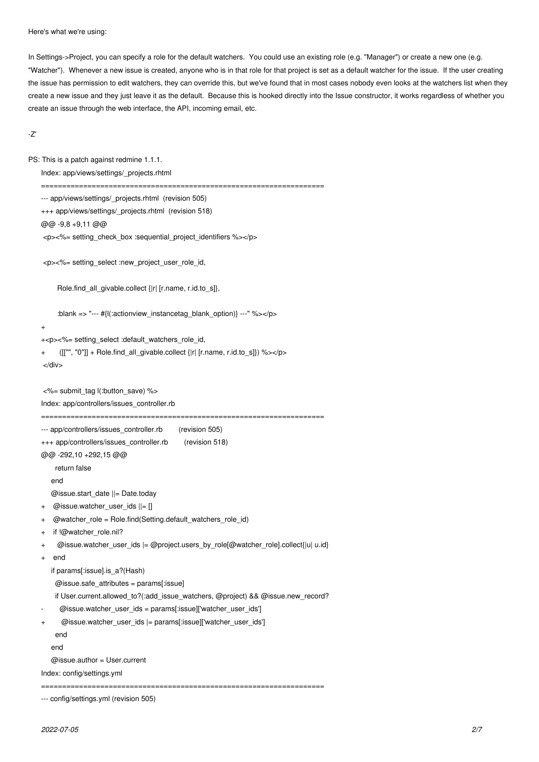Here's what we're using:

In Settings->Project, you can specify a role for the default watchers. You could use an existing role (e.g. "Manager") or create a new one (e.g. "Watcher"). Whenever a new issue is created, anyone who is in that role for that project is set as a default watcher for the issue. If the user creating the issue has permission to edit watchers, they can override this, but we've found that in most cases nobody even looks at the watchers list when they create a new issue and they just leave it as the default. Because this is hooked directly into the Issue constructor, it works regardless of whether you create an issue through the web interface, the API, incoming email, etc.

-Z'

PS: This is a patch against redmine 1.1.1.

```
Index: app/views/settings/_projects.rhtml
===================================================================
--- app/views/settings/_projects.rhtml  (revision 505)
+++ app/views/settings/_projects.rhtml  (revision 518)
@@ -9,8 +9,11 @@
 <p><%= setting_check_box :sequential_project_identifiers %></p>

 <p><%= setting_select :new_project_user_role_id,

       Role.find_all_givable.collect {|r| [r.name, r.id.to_s]},

       :blank => "--- #{l(:actionview_instancetag_blank_option)} ---" %></p>
+
+<p><%= setting_select :default_watchers_role_id,
+      ([["", "0"]] + Role.find_all_givable.collect {|r| [r.name, r.id.to_s]}) %></p>
 </div>

 <%= submit_tag l(:button_save) %>
Index: app/controllers/issues_controller.rb
===================================================================
--- app/controllers/issues_controller.rb        (revision 505)
+++ app/controllers/issues_controller.rb        (revision 518)
@@ -292,10 +292,15 @@
       return false
     end
     @issue.start_date ||= Date.today
+    @issue.watcher_user_ids ||= []
+    @watcher_role = Role.find(Setting.default_watchers_role_id)
+    if !@watcher_role.nil?
+      @issue.watcher_user_ids |= @project.users_by_role[@watcher_role].collect{|u| u.id}
+    end
     if params[:issue].is_a?(Hash)
       @issue.safe_attributes = params[:issue]
       if User.current.allowed_to?(:add_issue_watchers, @project) && @issue.new_record?
-        @issue.watcher_user_ids = params[:issue]['watcher_user_ids']
+        @issue.watcher_user_ids |= params[:issue]['watcher_user_ids']
       end
     end
     @issue.author = User.current
Index: config/settings.yml
===================================================================
--- config/settings.yml (revision 505)
```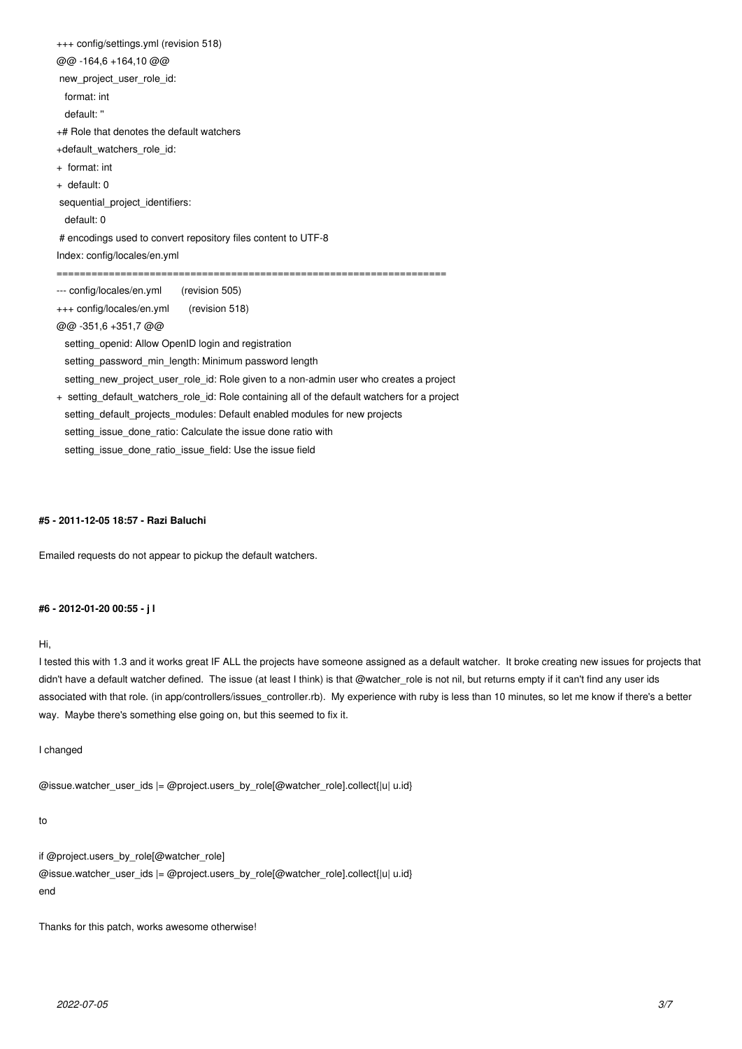```
+++ config/settings.yml (revision 518)
@@ -164,6 +164,10 @@
 new_project_user_role_id:
   format: int
   default: ''
+# Role that denotes the default watchers
+default_watchers_role_id:
+  format: int
+  default: 0
 sequential_project_identifiers:
   default: 0
 # encodings used to convert repository files content to UTF-8
Index: config/locales/en.yml
===================================================================
--- config/locales/en.yml       (revision 505)
+++ config/locales/en.yml       (revision 518)
@@ -351,6 +351,7 @@
   setting_openid: Allow OpenID login and registration
   setting_password_min_length: Minimum password length
   setting_new_project_user_role_id: Role given to a non-admin user who creates a project
+  setting_default_watchers_role_id: Role containing all of the default watchers for a project
   setting_default_projects_modules: Default enabled modules for new projects
   setting_issue_done_ratio: Calculate the issue done ratio with
   setting_issue_done_ratio_issue_field: Use the issue field
```

#### #5 - 2011-12-05 18:57 - Razi Baluchi

Emailed requests do not appear to pickup the default watchers.

#### #6 - 2012-01-20 00:55 - j l

Hi,
I tested this with 1.3 and it works great IF ALL the projects have someone assigned as a default watcher. It broke creating new issues for projects that didn't have a default watcher defined. The issue (at least I think) is that @watcher_role is not nil, but returns empty if it can't find any user ids associated with that role. (in app/controllers/issues_controller.rb). My experience with ruby is less than 10 minutes, so let me know if there's a better way. Maybe there's something else going on, but this seemed to fix it.

I changed

```
@issue.watcher_user_ids |= @project.users_by_role[@watcher_role].collect{|u| u.id}
```

to

```
if @project.users_by_role[@watcher_role]
@issue.watcher_user_ids |= @project.users_by_role[@watcher_role].collect{|u| u.id}
end
```

Thanks for this patch, works awesome otherwise!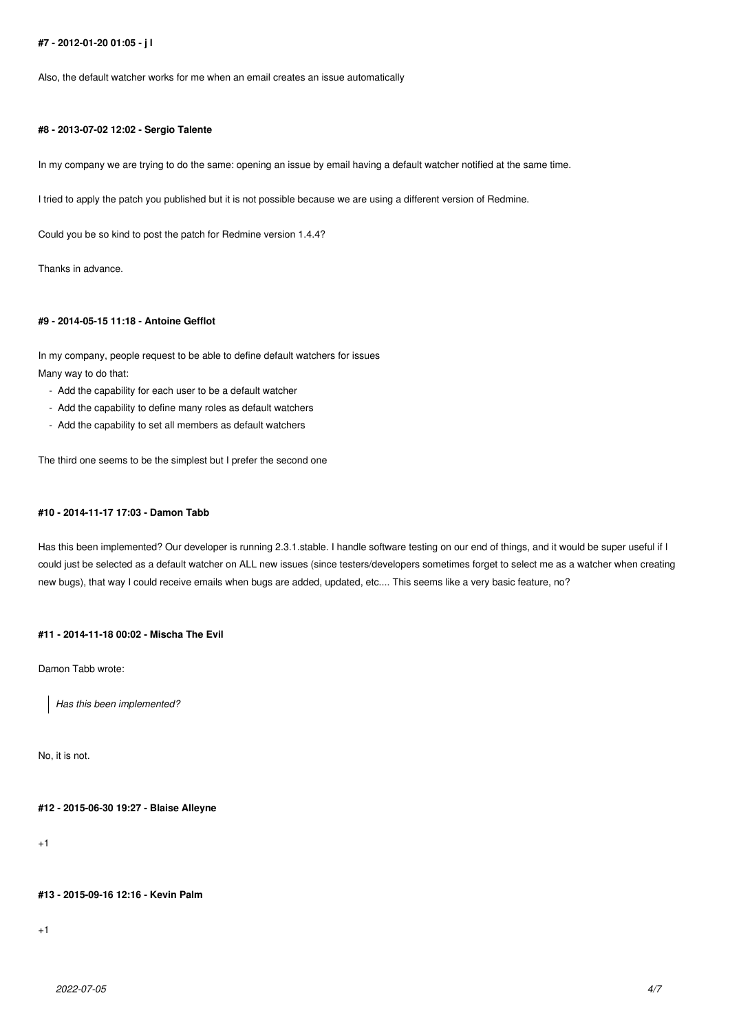#### #7 - 2012-01-20 01:05 - j l

Also, the default watcher works for me when an email creates an issue automatically

#### #8 - 2013-07-02 12:02 - Sergio Talente

In my company we are trying to do the same: opening an issue by email having a default watcher notified at the same time.

I tried to apply the patch you published but it is not possible because we are using a different version of Redmine.

Could you be so kind to post the patch for Redmine version 1.4.4?

Thanks in advance.

#### #9 - 2014-05-15 11:18 - Antoine Gefflot

In my company, people request to be able to define default watchers for issues
Many way to do that:

- Add the capability for each user to be a default watcher
- Add the capability to define many roles as default watchers
- Add the capability to set all members as default watchers

The third one seems to be the simplest but I prefer the second one

#### #10 - 2014-11-17 17:03 - Damon Tabb

Has this been implemented? Our developer is running 2.3.1.stable. I handle software testing on our end of things, and it would be super useful if I could just be selected as a default watcher on ALL new issues (since testers/developers sometimes forget to select me as a watcher when creating new bugs), that way I could receive emails when bugs are added, updated, etc.... This seems like a very basic feature, no?

#### #11 - 2014-11-18 00:02 - Mischa The Evil

Damon Tabb wrote:

> *Has this been implemented?*

No, it is not.

#### #12 - 2015-06-30 19:27 - Blaise Alleyne

+1

#### #13 - 2015-09-16 12:16 - Kevin Palm

+1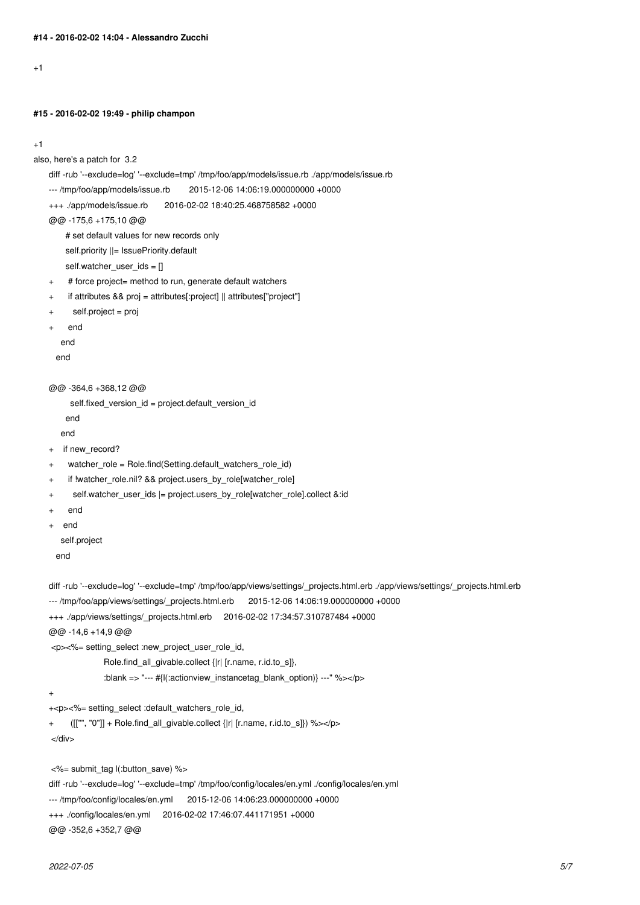#### #14 - 2016-02-02 14:04 - Alessandro Zucchi

+1

#### #15 - 2016-02-02 19:49 - philip champon

+1

also, here's a patch for 3.2

```
diff -rub '--exclude=log' '--exclude=tmp' /tmp/foo/app/models/issue.rb ./app/models/issue.rb
--- /tmp/foo/app/models/issue.rb       2015-12-06 14:06:19.000000000 +0000
+++ ./app/models/issue.rb       2016-02-02 18:40:25.468758582 +0000
@@ -175,6 +175,10 @@
       # set default values for new records only
       self.priority ||= IssuePriority.default
       self.watcher_user_ids = []
+      # force project= method to run, generate default watchers
+      if attributes && proj = attributes[:project] || attributes["project"]
+        self.project = proj
+      end
     end
   end

@@ -364,6 +368,12 @@
         self.fixed_version_id = project.default_version_id
       end
     end
+    if new_record?
+      watcher_role = Role.find(Setting.default_watchers_role_id)
+      if !watcher_role.nil? && project.users_by_role[watcher_role]
+        self.watcher_user_ids |= project.users_by_role[watcher_role].collect &:id
+      end
+    end
     self.project
   end

diff -rub '--exclude=log' '--exclude=tmp' /tmp/foo/app/views/settings/_projects.html.erb ./app/views/settings/_projects.html.erb
--- /tmp/foo/app/views/settings/_projects.html.erb      2015-12-06 14:06:19.000000000 +0000
+++ ./app/views/settings/_projects.html.erb     2016-02-02 17:34:57.310787484 +0000
@@ -14,6 +14,9 @@
 <p><%= setting_select :new_project_user_role_id,
                   Role.find_all_givable.collect {|r| [r.name, r.id.to_s]},
                   :blank => "--- #{l(:actionview_instancetag_blank_option)} ---" %></p>
+
+<p><%= setting_select :default_watchers_role_id,
+       ([["", "0"]] + Role.find_all_givable.collect {|r| [r.name, r.id.to_s]}) %></p>
 </div>

 <%= submit_tag l(:button_save) %>
diff -rub '--exclude=log' '--exclude=tmp' /tmp/foo/config/locales/en.yml ./config/locales/en.yml
--- /tmp/foo/config/locales/en.yml      2015-12-06 14:06:23.000000000 +0000
+++ ./config/locales/en.yml     2016-02-02 17:46:07.441171951 +0000
@@ -352,6 +352,7 @@
```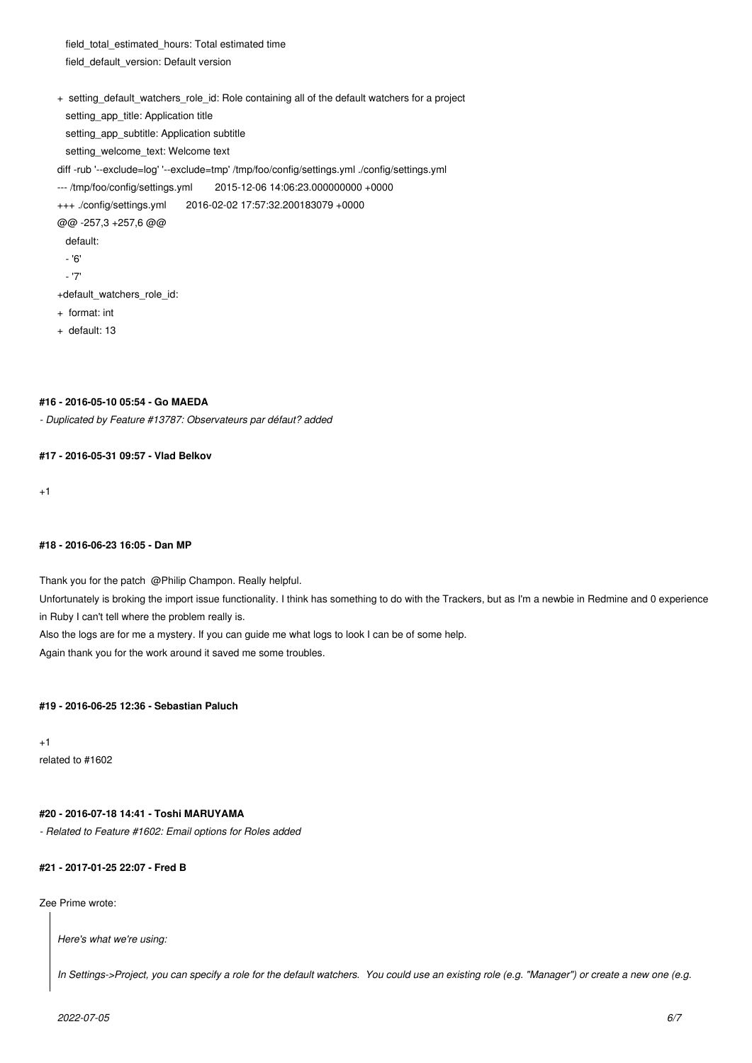```
   field_total_estimated_hours: Total estimated time
   field_default_version: Default version

+  setting_default_watchers_role_id: Role containing all of the default watchers for a project
   setting_app_title: Application title
   setting_app_subtitle: Application subtitle
   setting_welcome_text: Welcome text
diff -rub '--exclude=log' '--exclude=tmp' /tmp/foo/config/settings.yml ./config/settings.yml
--- /tmp/foo/config/settings.yml        2015-12-06 14:06:23.000000000 +0000
+++ ./config/settings.yml       2016-02-02 17:57:32.200183079 +0000
@@ -257,3 +257,6 @@
   default:
   - '6'
   - '7'
+default_watchers_role_id:
+  format: int
+  default: 13
```

#### #16 - 2016-05-10 05:54 - Go MAEDA

*- Duplicated by Feature #13787: Observateurs par défaut? added*

#### #17 - 2016-05-31 09:57 - Vlad Belkov

+1

#### #18 - 2016-06-23 16:05 - Dan MP

Thank you for the patch @Philip Champon. Really helpful.

Unfortunately is broking the import issue functionality. I think has something to do with the Trackers, but as I'm a newbie in Redmine and 0 experience in Ruby I can't tell where the problem really is.

Also the logs are for me a mystery. If you can guide me what logs to look I can be of some help.

Again thank you for the work around it saved me some troubles.

#### #19 - 2016-06-25 12:36 - Sebastian Paluch

+1

related to #1602

#### #20 - 2016-07-18 14:41 - Toshi MARUYAMA

*- Related to Feature #1602: Email options for Roles added*

#### #21 - 2017-01-25 22:07 - Fred B

Zee Prime wrote:

> *Here's what we're using:*
>
> *In Settings->Project, you can specify a role for the default watchers. You could use an existing role (e.g. "Manager") or create a new one (e.g.*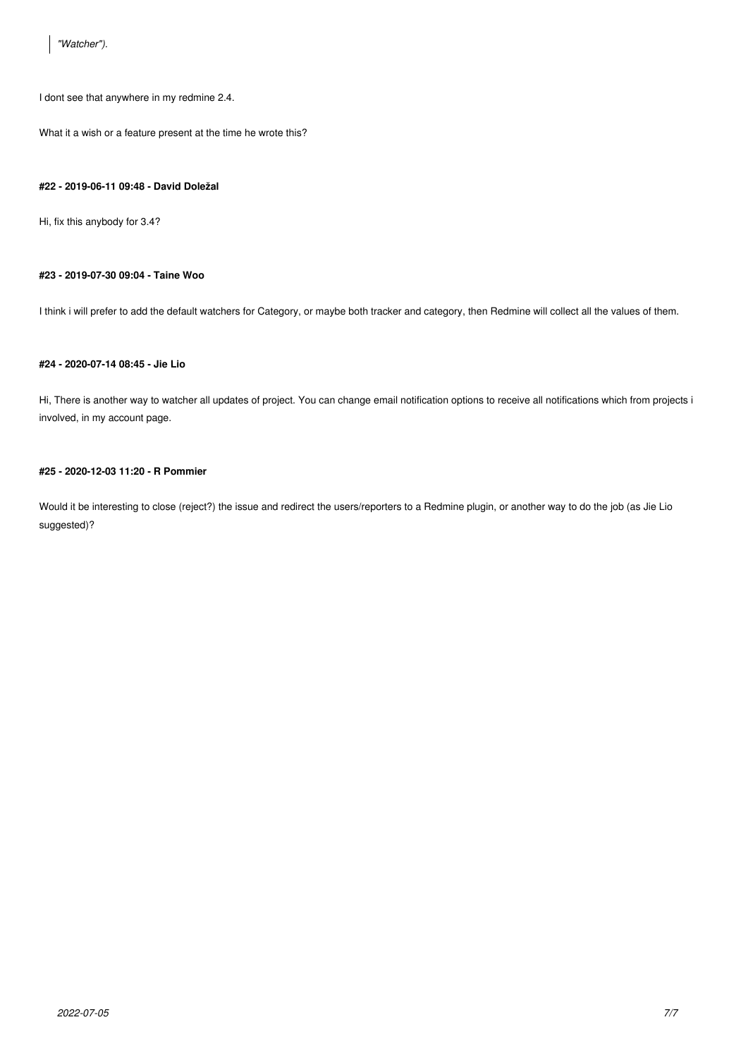> *"Watcher").*

I dont see that anywhere in my redmine 2.4.

What it a wish or a feature present at the time he wrote this?

#### #22 - 2019-06-11 09:48 - David Doležal

Hi, fix this anybody for 3.4?

#### #23 - 2019-07-30 09:04 - Taine Woo

I think i will prefer to add the default watchers for Category, or maybe both tracker and category, then Redmine will collect all the values of them.

#### #24 - 2020-07-14 08:45 - Jie Lio

Hi, There is another way to watcher all updates of project. You can change email notification options to receive all notifications which from projects i involved, in my account page.

#### #25 - 2020-12-03 11:20 - R Pommier

Would it be interesting to close (reject?) the issue and redirect the users/reporters to a Redmine plugin, or another way to do the job (as Jie Lio suggested)?